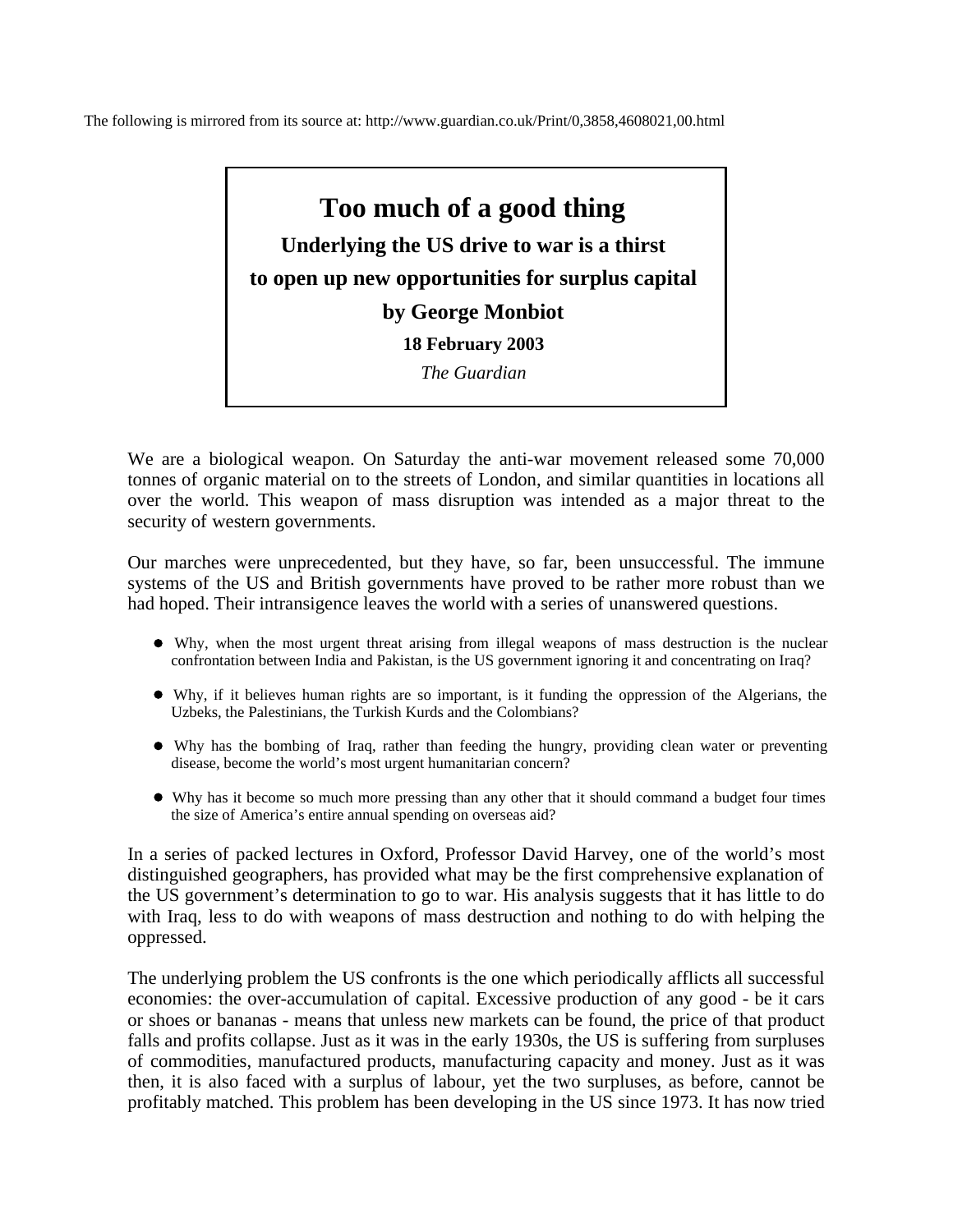The following is mirrored from its source at: http://www.guardian.co.uk/Print/0,3858,4608021,00.html

# Too much of a good thing

**Underlying the US drive to war is a thirst to open up new opportunities for surplus capital**

**by George Monbiot**

**18 February 2003**

*The Guardian*

We are a biological weapon. On Saturday the anti-war movement released some 70,000 tonnes of organic material on to the streets of London, and similar quantities in locations all over the world. This weapon of mass disruption was intended as a major threat to the security of western governments.

Our marches were unprecedented, but they have, so far, been unsuccessful. The immune systems of the US and British governments have proved to be rather more robust than we had hoped. Their intransigence leaves the world with a series of unanswered questions.

- Why, when the most urgent threat arising from illegal weapons of mass destruction is the nuclear confrontation between India and Pakistan, is the US government ignoring it and concentrating on Iraq?
- Why, if it believes human rights are so important, is it funding the oppression of the Algerians, the Uzbeks, the Palestinians, the Turkish Kurds and the Colombians?
- Why has the bombing of Iraq, rather than feeding the hungry, providing clean water or preventing disease, become the world's most urgent humanitarian concern?
- Why has it become so much more pressing than any other that it should command a budget four times the size of America's entire annual spending on overseas aid?

In a series of packed lectures in Oxford, Professor David Harvey, one of the world's most distinguished geographers, has provided what may be the first comprehensive explanation of the US government's determination to go to war. His analysis suggests that it has little to do with Iraq, less to do with weapons of mass destruction and nothing to do with helping the oppressed.

The underlying problem the US confronts is the one which periodically afflicts all successful economies: the over-accumulation of capital. Excessive production of any good - be it cars or shoes or bananas - means that unless new markets can be found, the price of that product falls and profits collapse. Just as it was in the early 1930s, the US is suffering from surpluses of commodities, manufactured products, manufacturing capacity and money. Just as it was then, it is also faced with a surplus of labour, yet the two surpluses, as before, cannot be profitably matched. This problem has been developing in the US since 1973. It has now tried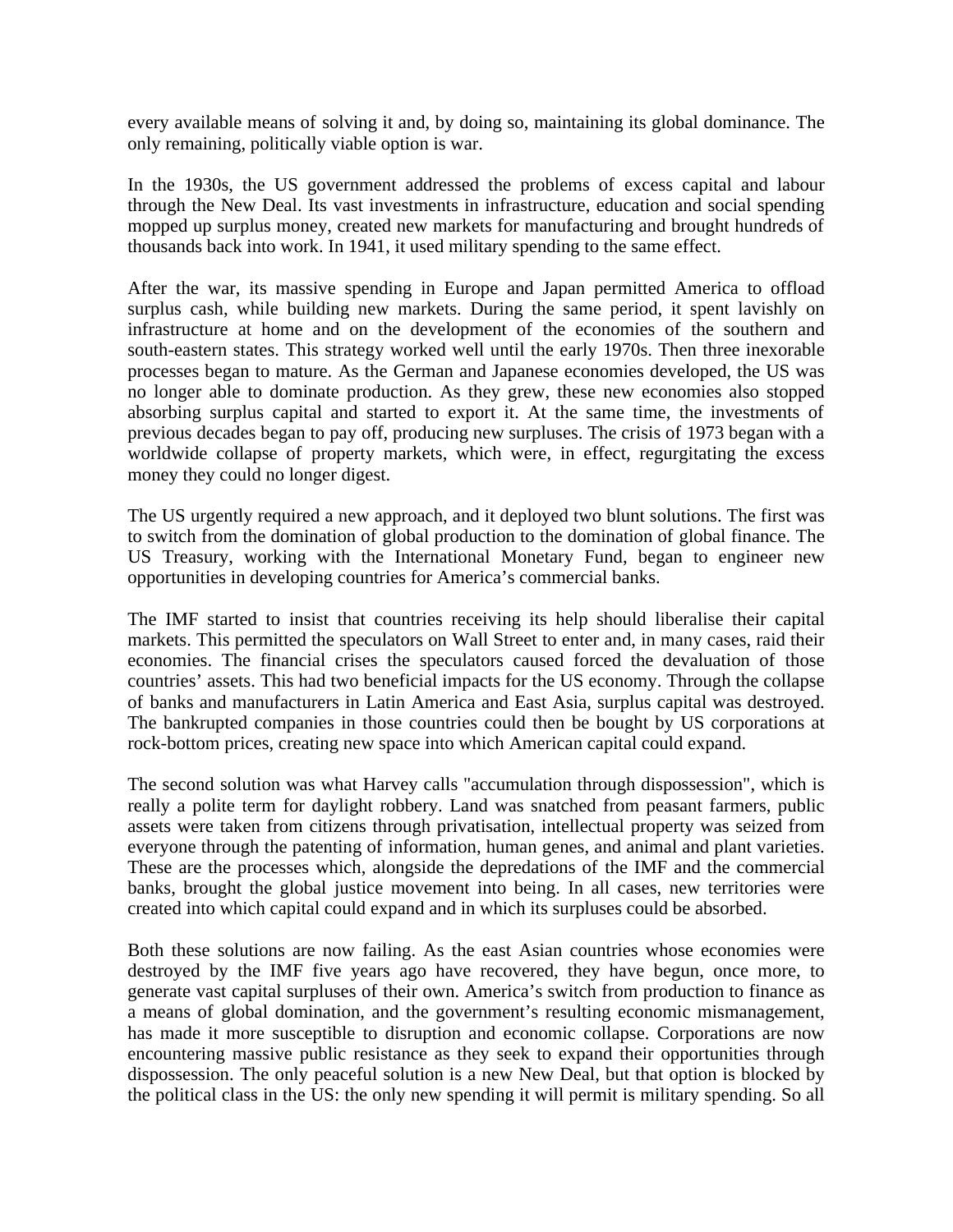every available means of solving it and, by doing so, maintaining its global dominance. The only remaining, politically viable option is war.

In the 1930s, the US government addressed the problems of excess capital and labour through the New Deal. Its vast investments in infrastructure, education and social spending mopped up surplus money, created new markets for manufacturing and brought hundreds of thousands back into work. In 1941, it used military spending to the same effect.

After the war, its massive spending in Europe and Japan permitted America to offload surplus cash, while building new markets. During the same period, it spent lavishly on infrastructure at home and on the development of the economies of the southern and south-eastern states. This strategy worked well until the early 1970s. Then three inexorable processes began to mature. As the German and Japanese economies developed, the US was no longer able to dominate production. As they grew, these new economies also stopped absorbing surplus capital and started to export it. At the same time, the investments of previous decades began to pay off, producing new surpluses. The crisis of 1973 began with a worldwide collapse of property markets, which were, in effect, regurgitating the excess money they could no longer digest.

The US urgently required a new approach, and it deployed two blunt solutions. The first was to switch from the domination of global production to the domination of global finance. The US Treasury, working with the International Monetary Fund, began to engineer new opportunities in developing countries for America's commercial banks.

The IMF started to insist that countries receiving its help should liberalise their capital markets. This permitted the speculators on Wall Street to enter and, in many cases, raid their economies. The financial crises the speculators caused forced the devaluation of those countries' assets. This had two beneficial impacts for the US economy. Through the collapse of banks and manufacturers in Latin America and East Asia, surplus capital was destroyed. The bankrupted companies in those countries could then be bought by US corporations at rock-bottom prices, creating new space into which American capital could expand.

The second solution was what Harvey calls "accumulation through dispossession", which is really a polite term for daylight robbery. Land was snatched from peasant farmers, public assets were taken from citizens through privatisation, intellectual property was seized from everyone through the patenting of information, human genes, and animal and plant varieties. These are the processes which, alongside the depredations of the IMF and the commercial banks, brought the global justice movement into being. In all cases, new territories were created into which capital could expand and in which its surpluses could be absorbed.

Both these solutions are now failing. As the east Asian countries whose economies were destroyed by the IMF five years ago have recovered, they have begun, once more, to generate vast capital surpluses of their own. America's switch from production to finance as a means of global domination, and the government's resulting economic mismanagement, has made it more susceptible to disruption and economic collapse. Corporations are now encountering massive public resistance as they seek to expand their opportunities through dispossession. The only peaceful solution is a new New Deal, but that option is blocked by the political class in the US: the only new spending it will permit is military spending. So all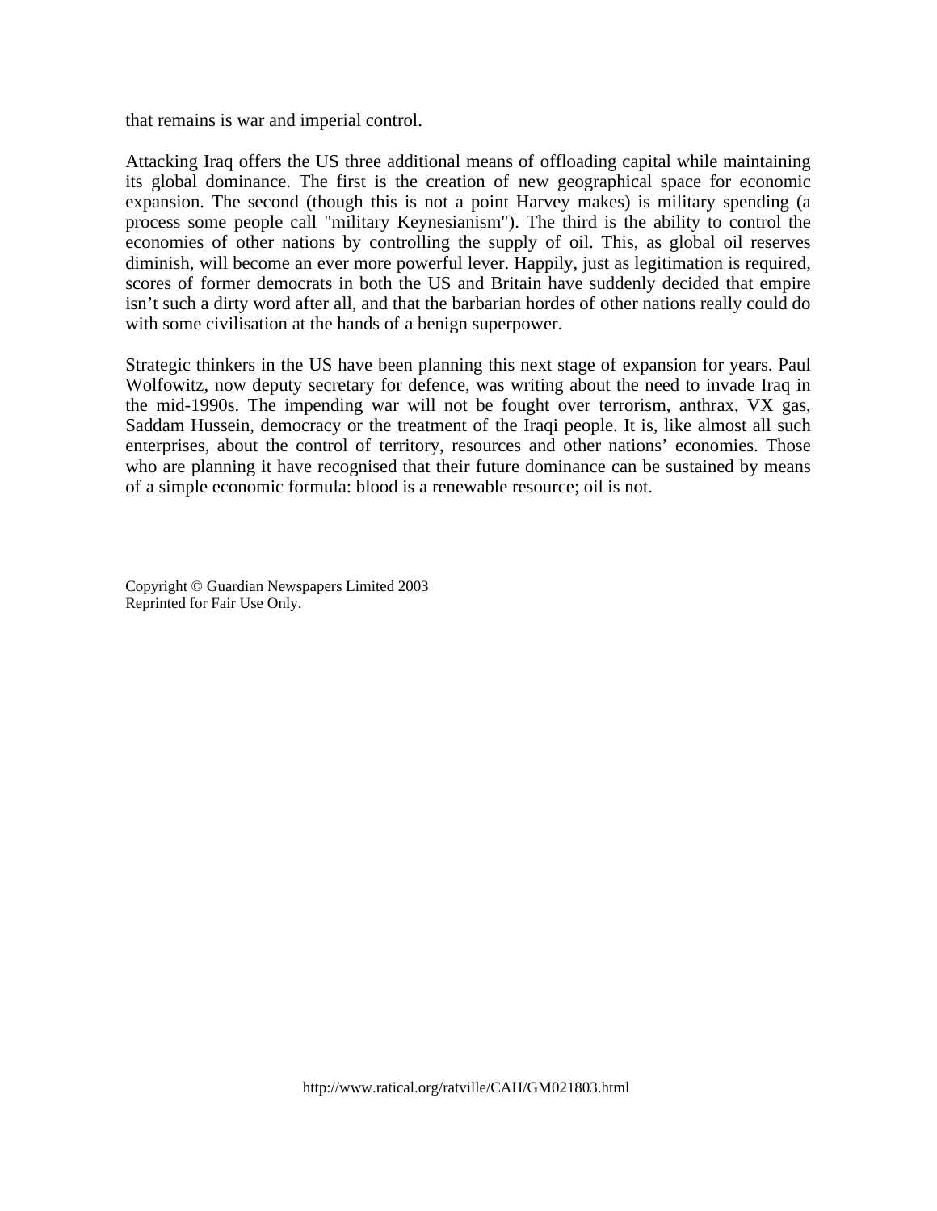that remains is war and imperial control.

Attacking Iraq offers the US three additional means of offloading capital while maintaining its global dominance. The first is the creation of new geographical space for economic expansion. The second (though this is not a point Harvey makes) is military spending (a process some people call "military Keynesianism"). The third is the ability to control the economies of other nations by controlling the supply of oil. This, as global oil reserves diminish, will become an ever more powerful lever. Happily, just as legitimation is required, scores of former democrats in both the US and Britain have suddenly decided that empire isn't such a dirty word after all, and that the barbarian hordes of other nations really could do with some civilisation at the hands of a benign superpower.

Strategic thinkers in the US have been planning this next stage of expansion for years. Paul Wolfowitz, now deputy secretary for defence, was writing about the need to invade Iraq in the mid-1990s. The impending war will not be fought over terrorism, anthrax, VX gas, Saddam Hussein, democracy or the treatment of the Iraqi people. It is, like almost all such enterprises, about the control of territory, resources and other nations' economies. Those who are planning it have recognised that their future dominance can be sustained by means of a simple economic formula: blood is a renewable resource; oil is not.

Copyright © Guardian Newspapers Limited 2003
Reprinted for Fair Use Only.

http://www.ratical.org/ratville/CAH/GM021803.html